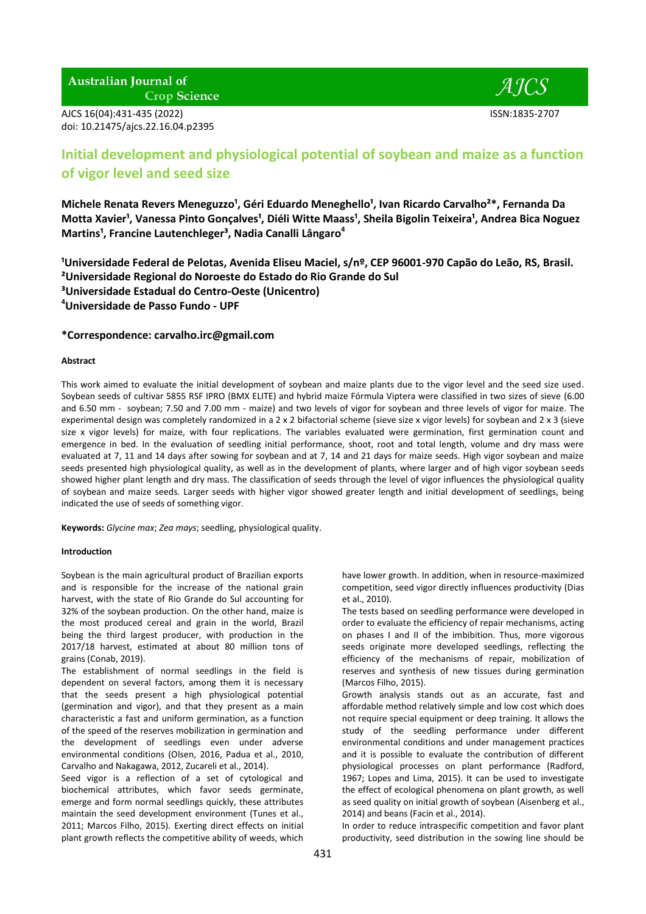Australian Journal of Crop Science

AJCS 16(04):431-435 (2022)
doi: 10.21475/ajcs.22.16.04.p2395

ISSN:1835-2707

# Initial development and physiological potential of soybean and maize as a function of vigor level and seed size

**Michele Renata Revers Meneguzzo[1], Géri Eduardo Meneghello[1], Ivan Ricardo Carvalho[2]*, Fernanda Da Motta Xavier[1], Vanessa Pinto Gonçalves[1], Diéli Witte Maass[1], Sheila Bigolin Teixeira[1], Andrea Bica Noguez Martins[1], Francine Lautenchleger[3], Nadia Canalli Lângaro[4]**

**[1]Universidade Federal de Pelotas, Avenida Eliseu Maciel, s/nº, CEP 96001-970 Capão do Leão, RS, Brasil.**
**[2]Universidade Regional do Noroeste do Estado do Rio Grande do Sul**
**[3]Universidade Estadual do Centro-Oeste (Unicentro)**
**[4]Universidade de Passo Fundo - UPF**

**\*Correspondence: carvalho.irc@gmail.com**

#### Abstract

This work aimed to evaluate the initial development of soybean and maize plants due to the vigor level and the seed size used. Soybean seeds of cultivar 5855 RSF IPRO (BMX ELITE) and hybrid maize Fórmula Viptera were classified in two sizes of sieve (6.00 and 6.50 mm - soybean; 7.50 and 7.00 mm - maize) and two levels of vigor for soybean and three levels of vigor for maize. The experimental design was completely randomized in a 2 x 2 bifactorial scheme (sieve size x vigor levels) for soybean and 2 x 3 (sieve size x vigor levels) for maize, with four replications. The variables evaluated were germination, first germination count and emergence in bed. In the evaluation of seedling initial performance, shoot, root and total length, volume and dry mass were evaluated at 7, 11 and 14 days after sowing for soybean and at 7, 14 and 21 days for maize seeds. High vigor soybean and maize seeds presented high physiological quality, as well as in the development of plants, where larger and of high vigor soybean seeds showed higher plant length and dry mass. The classification of seeds through the level of vigor influences the physiological quality of soybean and maize seeds. Larger seeds with higher vigor showed greater length and initial development of seedlings, being indicated the use of seeds of something vigor.

**Keywords:** *Glycine max*; *Zea mays*; seedling, physiological quality.

#### Introduction

Soybean is the main agricultural product of Brazilian exports and is responsible for the increase of the national grain harvest, with the state of Rio Grande do Sul accounting for 32% of the soybean production. On the other hand, maize is the most produced cereal and grain in the world, Brazil being the third largest producer, with production in the 2017/18 harvest, estimated at about 80 million tons of grains (Conab, 2019).

The establishment of normal seedlings in the field is dependent on several factors, among them it is necessary that the seeds present a high physiological potential (germination and vigor), and that they present as a main characteristic a fast and uniform germination, as a function of the speed of the reserves mobilization in germination and the development of seedlings even under adverse environmental conditions (Olsen, 2016, Padua et al., 2010, Carvalho and Nakagawa, 2012, Zucareli et al., 2014).

Seed vigor is a reflection of a set of cytological and biochemical attributes, which favor seeds germinate, emerge and form normal seedlings quickly, these attributes maintain the seed development environment (Tunes et al., 2011; Marcos Filho, 2015). Exerting direct effects on initial plant growth reflects the competitive ability of weeds, which have lower growth. In addition, when in resource-maximized competition, seed vigor directly influences productivity (Dias et al., 2010).

The tests based on seedling performance were developed in order to evaluate the efficiency of repair mechanisms, acting on phases I and II of the imbibition. Thus, more vigorous seeds originate more developed seedlings, reflecting the efficiency of the mechanisms of repair, mobilization of reserves and synthesis of new tissues during germination (Marcos Filho, 2015).

Growth analysis stands out as an accurate, fast and affordable method relatively simple and low cost which does not require special equipment or deep training. It allows the study of the seedling performance under different environmental conditions and under management practices and it is possible to evaluate the contribution of different physiological processes on plant performance (Radford, 1967; Lopes and Lima, 2015). It can be used to investigate the effect of ecological phenomena on plant growth, as well as seed quality on initial growth of soybean (Aisenberg et al., 2014) and beans (Facin et al., 2014).

In order to reduce intraspecific competition and favor plant productivity, seed distribution in the sowing line should be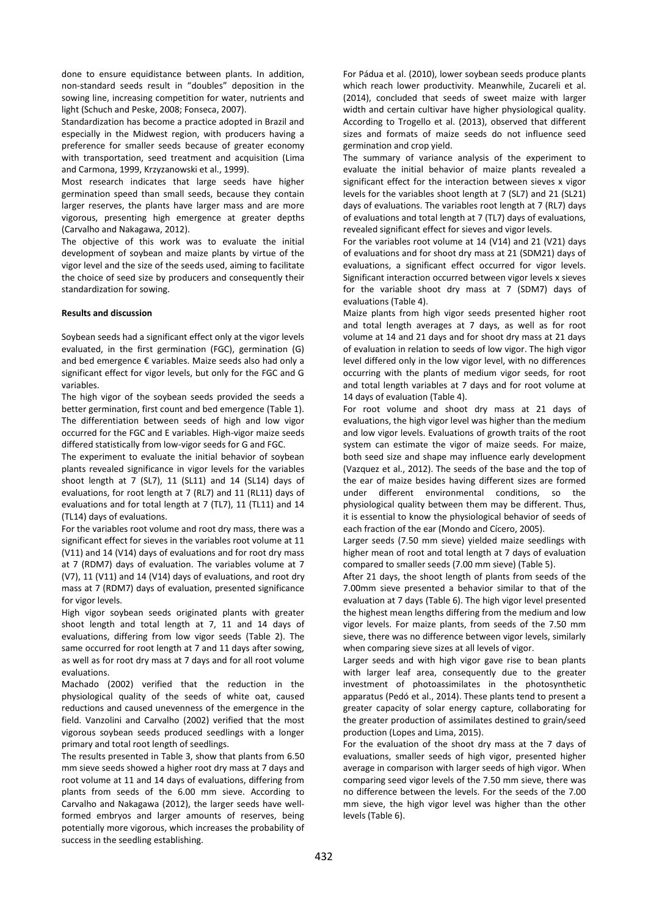done to ensure equidistance between plants. In addition, non-standard seeds result in "doubles" deposition in the sowing line, increasing competition for water, nutrients and light (Schuch and Peske, 2008; Fonseca, 2007).

Standardization has become a practice adopted in Brazil and especially in the Midwest region, with producers having a preference for smaller seeds because of greater economy with transportation, seed treatment and acquisition (Lima and Carmona, 1999, Krzyzanowski et al., 1999).

Most research indicates that large seeds have higher germination speed than small seeds, because they contain larger reserves, the plants have larger mass and are more vigorous, presenting high emergence at greater depths (Carvalho and Nakagawa, 2012).

The objective of this work was to evaluate the initial development of soybean and maize plants by virtue of the vigor level and the size of the seeds used, aiming to facilitate the choice of seed size by producers and consequently their standardization for sowing.

**Results and discussion**

Soybean seeds had a significant effect only at the vigor levels evaluated, in the first germination (FGC), germination (G) and bed emergence € variables. Maize seeds also had only a significant effect for vigor levels, but only for the FGC and G variables.

The high vigor of the soybean seeds provided the seeds a better germination, first count and bed emergence (Table 1). The differentiation between seeds of high and low vigor occurred for the FGC and E variables. High-vigor maize seeds differed statistically from low-vigor seeds for G and FGC.

The experiment to evaluate the initial behavior of soybean plants revealed significance in vigor levels for the variables shoot length at 7 (SL7), 11 (SL11) and 14 (SL14) days of evaluations, for root length at 7 (RL7) and 11 (RL11) days of evaluations and for total length at 7 (TL7), 11 (TL11) and 14 (TL14) days of evaluations.

For the variables root volume and root dry mass, there was a significant effect for sieves in the variables root volume at 11 (V11) and 14 (V14) days of evaluations and for root dry mass at 7 (RDM7) days of evaluation. The variables volume at 7 (V7), 11 (V11) and 14 (V14) days of evaluations, and root dry mass at 7 (RDM7) days of evaluation, presented significance for vigor levels.

High vigor soybean seeds originated plants with greater shoot length and total length at 7, 11 and 14 days of evaluations, differing from low vigor seeds (Table 2). The same occurred for root length at 7 and 11 days after sowing, as well as for root dry mass at 7 days and for all root volume evaluations.

Machado (2002) verified that the reduction in the physiological quality of the seeds of white oat, caused reductions and caused unevenness of the emergence in the field. Vanzolini and Carvalho (2002) verified that the most vigorous soybean seeds produced seedlings with a longer primary and total root length of seedlings.

The results presented in Table 3, show that plants from 6.50 mm sieve seeds showed a higher root dry mass at 7 days and root volume at 11 and 14 days of evaluations, differing from plants from seeds of the 6.00 mm sieve. According to Carvalho and Nakagawa (2012), the larger seeds have well-formed embryos and larger amounts of reserves, being potentially more vigorous, which increases the probability of success in the seedling establishing.

For Pádua et al. (2010), lower soybean seeds produce plants which reach lower productivity. Meanwhile, Zucareli et al. (2014), concluded that seeds of sweet maize with larger width and certain cultivar have higher physiological quality. According to Trogello et al. (2013), observed that different sizes and formats of maize seeds do not influence seed germination and crop yield.

The summary of variance analysis of the experiment to evaluate the initial behavior of maize plants revealed a significant effect for the interaction between sieves x vigor levels for the variables shoot length at 7 (SL7) and 21 (SL21) days of evaluations. The variables root length at 7 (RL7) days of evaluations and total length at 7 (TL7) days of evaluations, revealed significant effect for sieves and vigor levels.

For the variables root volume at 14 (V14) and 21 (V21) days of evaluations and for shoot dry mass at 21 (SDM21) days of evaluations, a significant effect occurred for vigor levels. Significant interaction occurred between vigor levels x sieves for the variable shoot dry mass at 7 (SDM7) days of evaluations (Table 4).

Maize plants from high vigor seeds presented higher root and total length averages at 7 days, as well as for root volume at 14 and 21 days and for shoot dry mass at 21 days of evaluation in relation to seeds of low vigor. The high vigor level differed only in the low vigor level, with no differences occurring with the plants of medium vigor seeds, for root and total length variables at 7 days and for root volume at 14 days of evaluation (Table 4).

For root volume and shoot dry mass at 21 days of evaluations, the high vigor level was higher than the medium and low vigor levels. Evaluations of growth traits of the root system can estimate the vigor of maize seeds. For maize, both seed size and shape may influence early development (Vazquez et al., 2012). The seeds of the base and the top of the ear of maize besides having different sizes are formed under different environmental conditions, so the physiological quality between them may be different. Thus, it is essential to know the physiological behavior of seeds of each fraction of the ear (Mondo and Cícero, 2005).

Larger seeds (7.50 mm sieve) yielded maize seedlings with higher mean of root and total length at 7 days of evaluation compared to smaller seeds (7.00 mm sieve) (Table 5).

After 21 days, the shoot length of plants from seeds of the 7.00mm sieve presented a behavior similar to that of the evaluation at 7 days (Table 6). The high vigor level presented the highest mean lengths differing from the medium and low vigor levels. For maize plants, from seeds of the 7.50 mm sieve, there was no difference between vigor levels, similarly when comparing sieve sizes at all levels of vigor.

Larger seeds and with high vigor gave rise to bean plants with larger leaf area, consequently due to the greater investment of photoassimilates in the photosynthetic apparatus (Pedó et al., 2014). These plants tend to present a greater capacity of solar energy capture, collaborating for the greater production of assimilates destined to grain/seed production (Lopes and Lima, 2015).

For the evaluation of the shoot dry mass at the 7 days of evaluations, smaller seeds of high vigor, presented higher average in comparison with larger seeds of high vigor. When comparing seed vigor levels of the 7.50 mm sieve, there was no difference between the levels. For the seeds of the 7.00 mm sieve, the high vigor level was higher than the other levels (Table 6).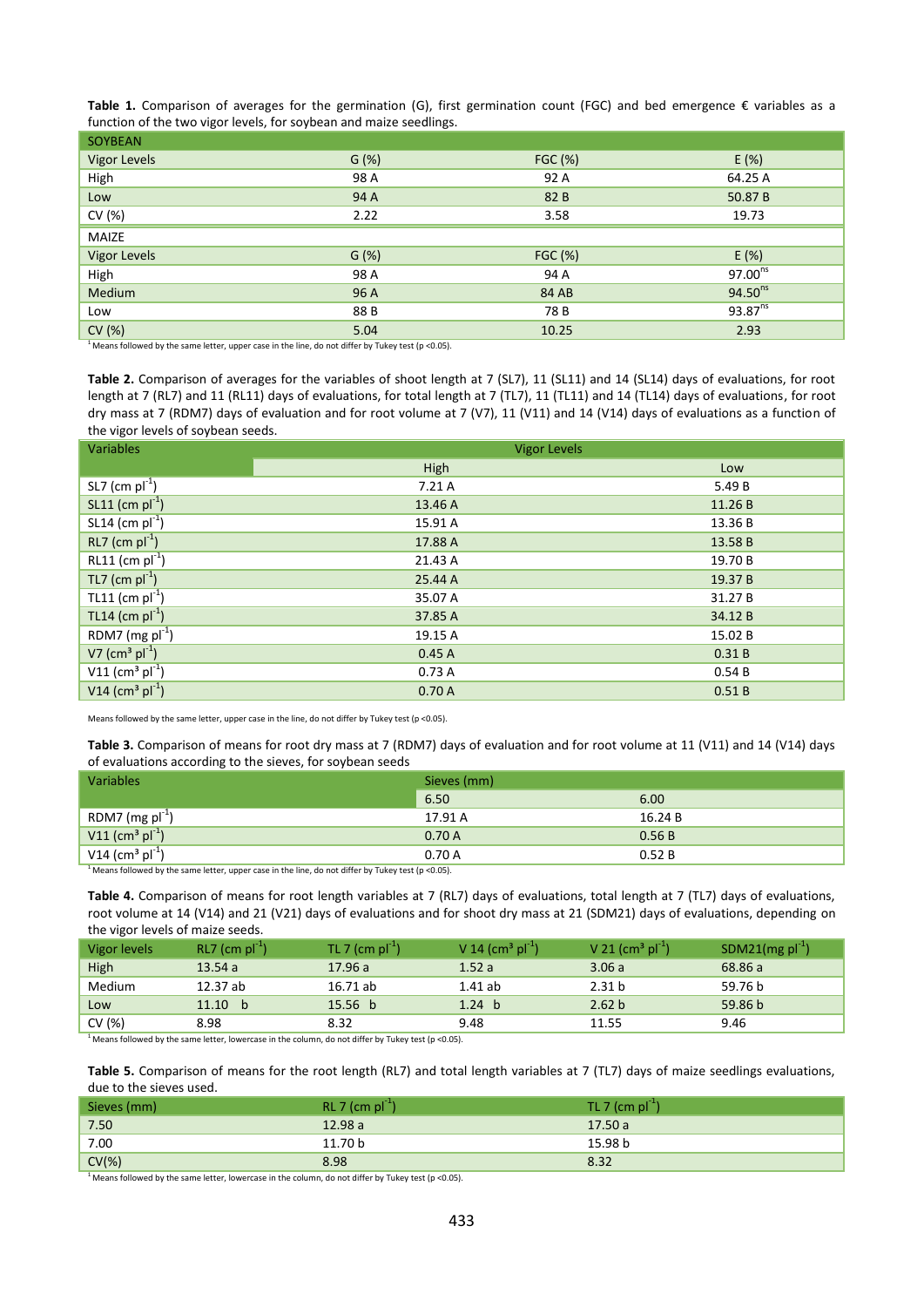**Table 1.** Comparison of averages for the germination (G), first germination count (FGC) and bed emergence € variables as a function of the two vigor levels, for soybean and maize seedlings.

| SOYBEAN | | | |
|---|---|---|---|
| Vigor Levels | G (%) | FGC (%) | E (%) |
| High | 98 A | 92 A | 64.25 A |
| Low | 94 A | 82 B | 50.87 B |
| CV (%) | 2.22 | 3.58 | 19.73 |
| MAIZE | | | |
| Vigor Levels | G (%) | FGC (%) | E (%) |
| High | 98 A | 94 A | 97.00$^{ns}$ |
| Medium | 96 A | 84 AB | 94.50$^{ns}$ |
| Low | 88 B | 78 B | 93.87$^{ns}$ |
| CV (%) | 5.04 | 10.25 | 2.93 |

[1] Means followed by the same letter, upper case in the line, do not differ by Tukey test (p <0.05).

**Table 2.** Comparison of averages for the variables of shoot length at 7 (SL7), 11 (SL11) and 14 (SL14) days of evaluations, for root length at 7 (RL7) and 11 (RL11) days of evaluations, for total length at 7 (TL7), 11 (TL11) and 14 (TL14) days of evaluations, for root dry mass at 7 (RDM7) days of evaluation and for root volume at 7 (V7), 11 (V11) and 14 (V14) days of evaluations as a function of the vigor levels of soybean seeds.

| Variables | Vigor Levels | |
|---|---|---|
| | High | Low |
| SL7 (cm $pl^{-1}$) | 7.21 A | 5.49 B |
| SL11 (cm $pl^{-1}$) | 13.46 A | 11.26 B |
| SL14 (cm $pl^{-1}$) | 15.91 A | 13.36 B |
| RL7 (cm $pl^{-1}$) | 17.88 A | 13.58 B |
| RL11 (cm $pl^{-1}$) | 21.43 A | 19.70 B |
| TL7 (cm $pl^{-1}$) | 25.44 A | 19.37 B |
| TL11 (cm $pl^{-1}$) | 35.07 A | 31.27 B |
| TL14 (cm $pl^{-1}$) | 37.85 A | 34.12 B |
| RDM7 (mg $pl^{-1}$) | 19.15 A | 15.02 B |
| V7 ($cm^3$ $pl^{-1}$) | 0.45 A | 0.31 B |
| V11 ($cm^3$ $pl^{-1}$) | 0.73 A | 0.54 B |
| V14 ($cm^3$ $pl^{-1}$) | 0.70 A | 0.51 B |

Means followed by the same letter, upper case in the line, do not differ by Tukey test (p <0.05).

**Table 3.** Comparison of means for root dry mass at 7 (RDM7) days of evaluation and for root volume at 11 (V11) and 14 (V14) days of evaluations according to the sieves, for soybean seeds

| Variables | Sieves (mm) | |
|---|---|---|
| | 6.50 | 6.00 |
| RDM7 (mg $pl^{-1}$) | 17.91 A | 16.24 B |
| V11 ($cm^3$ $pl^{-1}$) | 0.70 A | 0.56 B |
| V14 ($cm^3$ $pl^{-1}$) | 0.70 A | 0.52 B |

[1] Means followed by the same letter, upper case in the line, do not differ by Tukey test (p <0.05).

**Table 4.** Comparison of means for root length variables at 7 (RL7) days of evaluations, total length at 7 (TL7) days of evaluations, root volume at 14 (V14) and 21 (V21) days of evaluations and for shoot dry mass at 21 (SDM21) days of evaluations, depending on the vigor levels of maize seeds.

| Vigor levels | RL7 (cm $pl^{-1}$) | TL 7 (cm $pl^{-1}$) | V 14 ($cm^3$ $pl^{-1}$) | V 21 ($cm^3$ $pl^{-1}$) | SDM21(mg $pl^{-1}$) |
|---|---|---|---|---|---|
| High | 13.54 a | 17.96 a | 1.52 a | 3.06 a | 68.86 a |
| Medium | 12.37 ab | 16.71 ab | 1.41 ab | 2.31 b | 59.76 b |
| Low | 11.10 b | 15.56 b | 1.24 b | 2.62 b | 59.86 b |
| CV (%) | 8.98 | 8.32 | 9.48 | 11.55 | 9.46 |

[1] Means followed by the same letter, lowercase in the column, do not differ by Tukey test (p <0.05).

**Table 5.** Comparison of means for the root length (RL7) and total length variables at 7 (TL7) days of maize seedlings evaluations, due to the sieves used.

| Sieves (mm) | RL 7 (cm $pl^{-1}$) | TL 7 (cm $pl^{-1}$) |
|---|---|---|
| 7.50 | 12.98 a | 17.50 a |
| 7.00 | 11.70 b | 15.98 b |
| CV(%) | 8.98 | 8.32 |

[1] Means followed by the same letter, lowercase in the column, do not differ by Tukey test (p <0.05).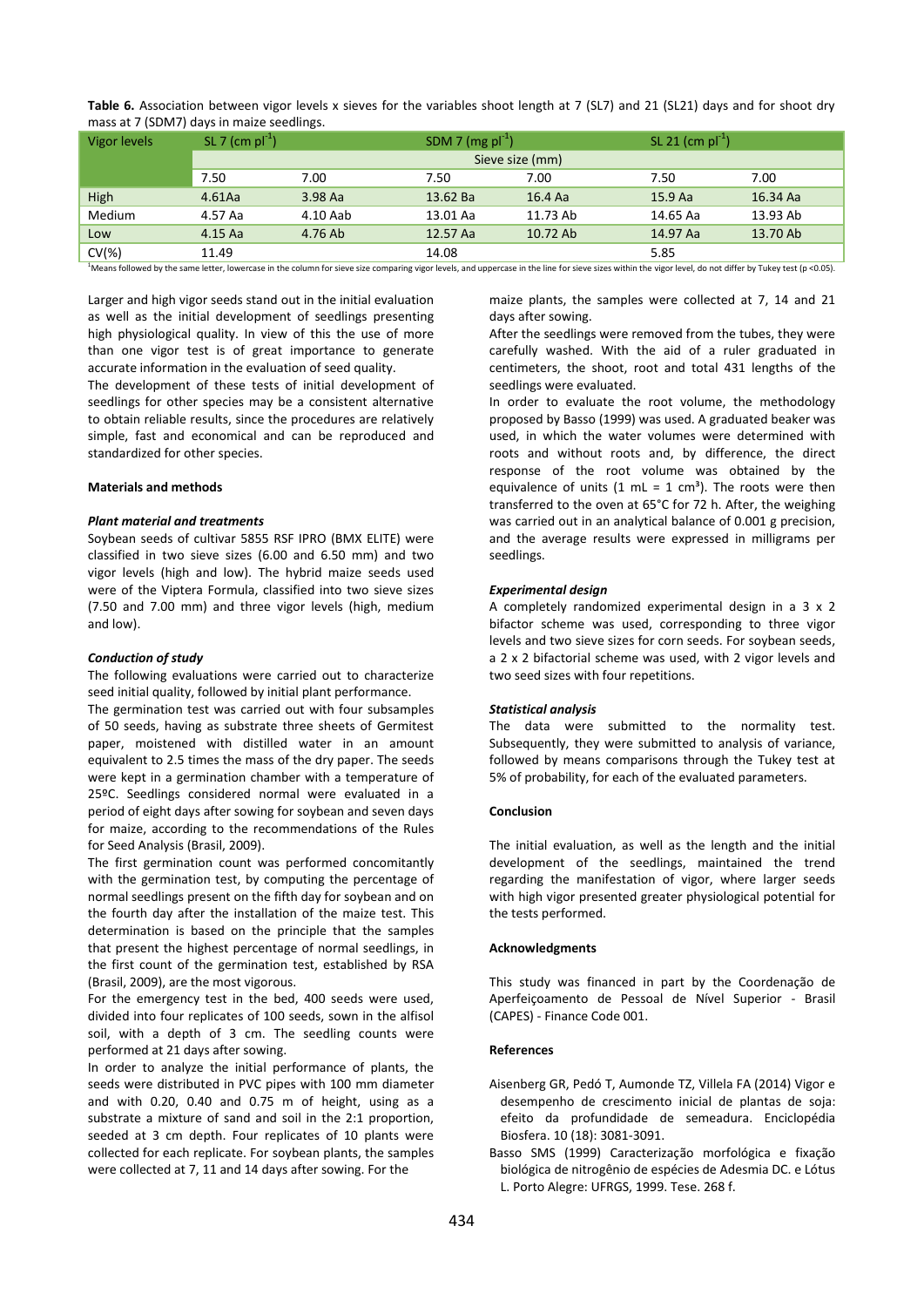**Table 6.** Association between vigor levels x sieves for the variables shoot length at 7 (SL7) and 21 (SL21) days and for shoot dry mass at 7 (SDM7) days in maize seedlings.

| Vigor levels | SL 7 (cm $pl^{-1}$) | | SDM 7 (mg $pl^{-1}$) | | SL 21 (cm $pl^{-1}$) | |
|---|---|---|---|---|---|---|
| | Sieve size (mm) | | | | | |
| | 7.50 | 7.00 | 7.50 | 7.00 | 7.50 | 7.00 |
| High | 4.61Aa | 3.98 Aa | 13.62 Ba | 16.4 Aa | 15.9 Aa | 16.34 Aa |
| Medium | 4.57 Aa | 4.10 Aab | 13.01 Aa | 11.73 Ab | 14.65 Aa | 13.93 Ab |
| Low | 4.15 Aa | 4.76 Ab | 12.57 Aa | 10.72 Ab | 14.97 Aa | 13.70 Ab |
| CV(%) | 11.49 | | 14.08 | | 5.85 | |

[1]Means followed by the same letter, lowercase in the column for sieve size comparing vigor levels, and uppercase in the line for sieve sizes within the vigor level, do not differ by Tukey test ($p$ <0.05).

Larger and high vigor seeds stand out in the initial evaluation as well as the initial development of seedlings presenting high physiological quality. In view of this the use of more than one vigor test is of great importance to generate accurate information in the evaluation of seed quality.

The development of these tests of initial development of seedlings for other species may be a consistent alternative to obtain reliable results, since the procedures are relatively simple, fast and economical and can be reproduced and standardized for other species.

## Materials and methods

### *Plant material and treatments*

Soybean seeds of cultivar 5855 RSF IPRO (BMX ELITE) were classified in two sieve sizes (6.00 and 6.50 mm) and two vigor levels (high and low). The hybrid maize seeds used were of the Viptera Formula, classified into two sieve sizes (7.50 and 7.00 mm) and three vigor levels (high, medium and low).

### *Conduction of study*

The following evaluations were carried out to characterize seed initial quality, followed by initial plant performance.

The germination test was carried out with four subsamples of 50 seeds, having as substrate three sheets of Germitest paper, moistened with distilled water in an amount equivalent to 2.5 times the mass of the dry paper. The seeds were kept in a germination chamber with a temperature of 25ºC. Seedlings considered normal were evaluated in a period of eight days after sowing for soybean and seven days for maize, according to the recommendations of the Rules for Seed Analysis (Brasil, 2009).

The first germination count was performed concomitantly with the germination test, by computing the percentage of normal seedlings present on the fifth day for soybean and on the fourth day after the installation of the maize test. This determination is based on the principle that the samples that present the highest percentage of normal seedlings, in the first count of the germination test, established by RSA (Brasil, 2009), are the most vigorous.

For the emergency test in the bed, 400 seeds were used, divided into four replicates of 100 seeds, sown in the alfisol soil, with a depth of 3 cm. The seedling counts were performed at 21 days after sowing.

In order to analyze the initial performance of plants, the seeds were distributed in PVC pipes with 100 mm diameter and with 0.20, 0.40 and 0.75 m of height, using as a substrate a mixture of sand and soil in the 2:1 proportion, seeded at 3 cm depth. Four replicates of 10 plants were collected for each replicate. For soybean plants, the samples were collected at 7, 11 and 14 days after sowing. For the maize plants, the samples were collected at 7, 14 and 21 days after sowing.

After the seedlings were removed from the tubes, they were carefully washed. With the aid of a ruler graduated in centimeters, the shoot, root and total 431 lengths of the seedlings were evaluated.

In order to evaluate the root volume, the methodology proposed by Basso (1999) was used. A graduated beaker was used, in which the water volumes were determined with roots and without roots and, by difference, the direct response of the root volume was obtained by the equivalence of units (1 mL = 1 $cm^3$). The roots were then transferred to the oven at 65°C for 72 h. After, the weighing was carried out in an analytical balance of 0.001 g precision, and the average results were expressed in milligrams per seedlings.

### *Experimental design*

A completely randomized experimental design in a 3 x 2 bifactor scheme was used, corresponding to three vigor levels and two sieve sizes for corn seeds. For soybean seeds, a 2 x 2 bifactorial scheme was used, with 2 vigor levels and two seed sizes with four repetitions.

### *Statistical analysis*

The data were submitted to the normality test. Subsequently, they were submitted to analysis of variance, followed by means comparisons through the Tukey test at 5% of probability, for each of the evaluated parameters.

## Conclusion

The initial evaluation, as well as the length and the initial development of the seedlings, maintained the trend regarding the manifestation of vigor, where larger seeds with high vigor presented greater physiological potential for the tests performed.

## Acknowledgments

This study was financed in part by the Coordenação de Aperfeiçoamento de Pessoal de Nível Superior - Brasil (CAPES) - Finance Code 001.

## References

Aisenberg GR, Pedó T, Aumonde TZ, Villela FA (2014) Vigor e desempenho de crescimento inicial de plantas de soja: efeito da profundidade de semeadura. Enciclopédia Biosfera. 10 (18): 3081-3091.

Basso SMS (1999) Caracterização morfológica e fixação biológica de nitrogênio de espécies de Adesmia DC. e Lótus L. Porto Alegre: UFRGS, 1999. Tese. 268 f.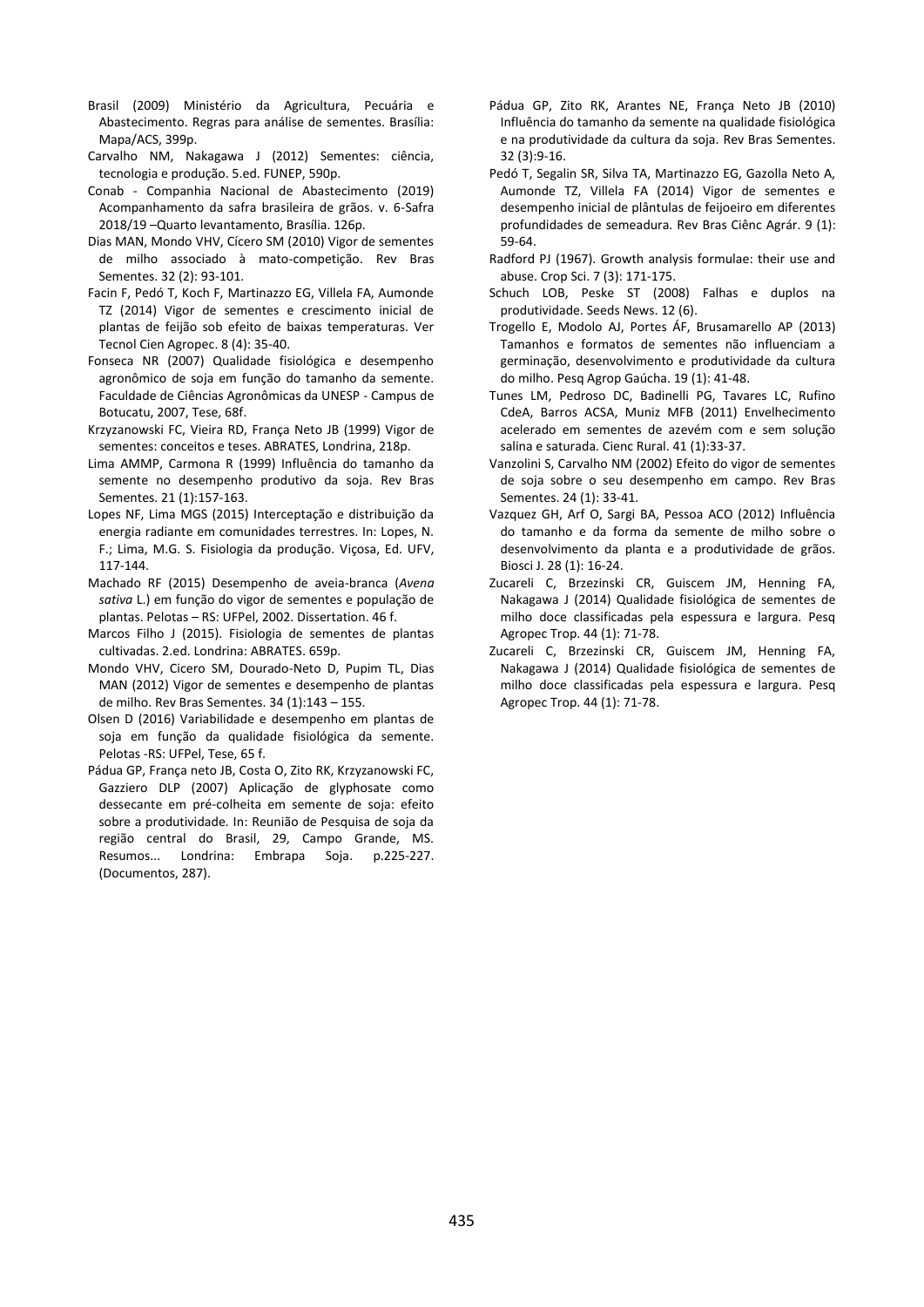Brasil (2009) Ministério da Agricultura, Pecuária e Abastecimento. Regras para análise de sementes. Brasília: Mapa/ACS, 399p.

Carvalho NM, Nakagawa J (2012) Sementes: ciência, tecnologia e produção. 5.ed. FUNEP, 590p.

Conab - Companhia Nacional de Abastecimento (2019) Acompanhamento da safra brasileira de grãos. v. 6-Safra 2018/19 –Quarto levantamento, Brasília. 126p.

Dias MAN, Mondo VHV, Cícero SM (2010) Vigor de sementes de milho associado à mato-competição. Rev Bras Sementes. 32 (2): 93-101.

Facin F, Pedó T, Koch F, Martinazzo EG, Villela FA, Aumonde TZ (2014) Vigor de sementes e crescimento inicial de plantas de feijão sob efeito de baixas temperaturas. Ver Tecnol Cien Agropec. 8 (4): 35-40.

Fonseca NR (2007) Qualidade fisiológica e desempenho agronômico de soja em função do tamanho da semente. Faculdade de Ciências Agronômicas da UNESP - Campus de Botucatu, 2007, Tese, 68f.

Krzyzanowski FC, Vieira RD, França Neto JB (1999) Vigor de sementes: conceitos e teses. ABRATES, Londrina, 218p.

Lima AMMP, Carmona R (1999) Influência do tamanho da semente no desempenho produtivo da soja. Rev Bras Sementes. 21 (1):157-163.

Lopes NF, Lima MGS (2015) Interceptação e distribuição da energia radiante em comunidades terrestres. In: Lopes, N. F.; Lima, M.G. S. Fisiologia da produção. Viçosa, Ed. UFV, 117-144.

Machado RF (2015) Desempenho de aveia-branca (*Avena sativa* L.) em função do vigor de sementes e população de plantas. Pelotas – RS: UFPel, 2002. Dissertation. 46 f.

Marcos Filho J (2015). Fisiologia de sementes de plantas cultivadas. 2.ed. Londrina: ABRATES. 659p.

Mondo VHV, Cicero SM, Dourado-Neto D, Pupim TL, Dias MAN (2012) Vigor de sementes e desempenho de plantas de milho. Rev Bras Sementes. 34 (1):143 – 155.

Olsen D (2016) Variabilidade e desempenho em plantas de soja em função da qualidade fisiológica da semente. Pelotas -RS: UFPel, Tese, 65 f.

Pádua GP, França neto JB, Costa O, Zito RK, Krzyzanowski FC, Gazziero DLP (2007) Aplicação de glyphosate como dessecante em pré-colheita em semente de soja: efeito sobre a produtividade. In: Reunião de Pesquisa de soja da região central do Brasil, 29, Campo Grande, MS. Resumos... Londrina: Embrapa Soja. p.225-227. (Documentos, 287).

Pádua GP, Zito RK, Arantes NE, França Neto JB (2010) Influência do tamanho da semente na qualidade fisiológica e na produtividade da cultura da soja. Rev Bras Sementes. 32 (3):9-16.

Pedó T, Segalin SR, Silva TA, Martinazzo EG, Gazolla Neto A, Aumonde TZ, Villela FA (2014) Vigor de sementes e desempenho inicial de plântulas de feijoeiro em diferentes profundidades de semeadura. Rev Bras Ciênc Agrár. 9 (1): 59-64.

Radford PJ (1967). Growth analysis formulae: their use and abuse. Crop Sci. 7 (3): 171-175.

Schuch LOB, Peske ST (2008) Falhas e duplos na produtividade. Seeds News. 12 (6).

Trogello E, Modolo AJ, Portes ÁF, Brusamarello AP (2013) Tamanhos e formatos de sementes não influenciam a germinação, desenvolvimento e produtividade da cultura do milho. Pesq Agrop Gaúcha. 19 (1): 41-48.

Tunes LM, Pedroso DC, Badinelli PG, Tavares LC, Rufino CdeA, Barros ACSA, Muniz MFB (2011) Envelhecimento acelerado em sementes de azevém com e sem solução salina e saturada. Cienc Rural. 41 (1):33-37.

Vanzolini S, Carvalho NM (2002) Efeito do vigor de sementes de soja sobre o seu desempenho em campo. Rev Bras Sementes. 24 (1): 33-41.

Vazquez GH, Arf O, Sargi BA, Pessoa ACO (2012) Influência do tamanho e da forma da semente de milho sobre o desenvolvimento da planta e a produtividade de grãos. Biosci J. 28 (1): 16-24.

Zucareli C, Brzezinski CR, Guiscem JM, Henning FA, Nakagawa J (2014) Qualidade fisiológica de sementes de milho doce classificadas pela espessura e largura. Pesq Agropec Trop. 44 (1): 71-78.

Zucareli C, Brzezinski CR, Guiscem JM, Henning FA, Nakagawa J (2014) Qualidade fisiológica de sementes de milho doce classificadas pela espessura e largura. Pesq Agropec Trop. 44 (1): 71-78.